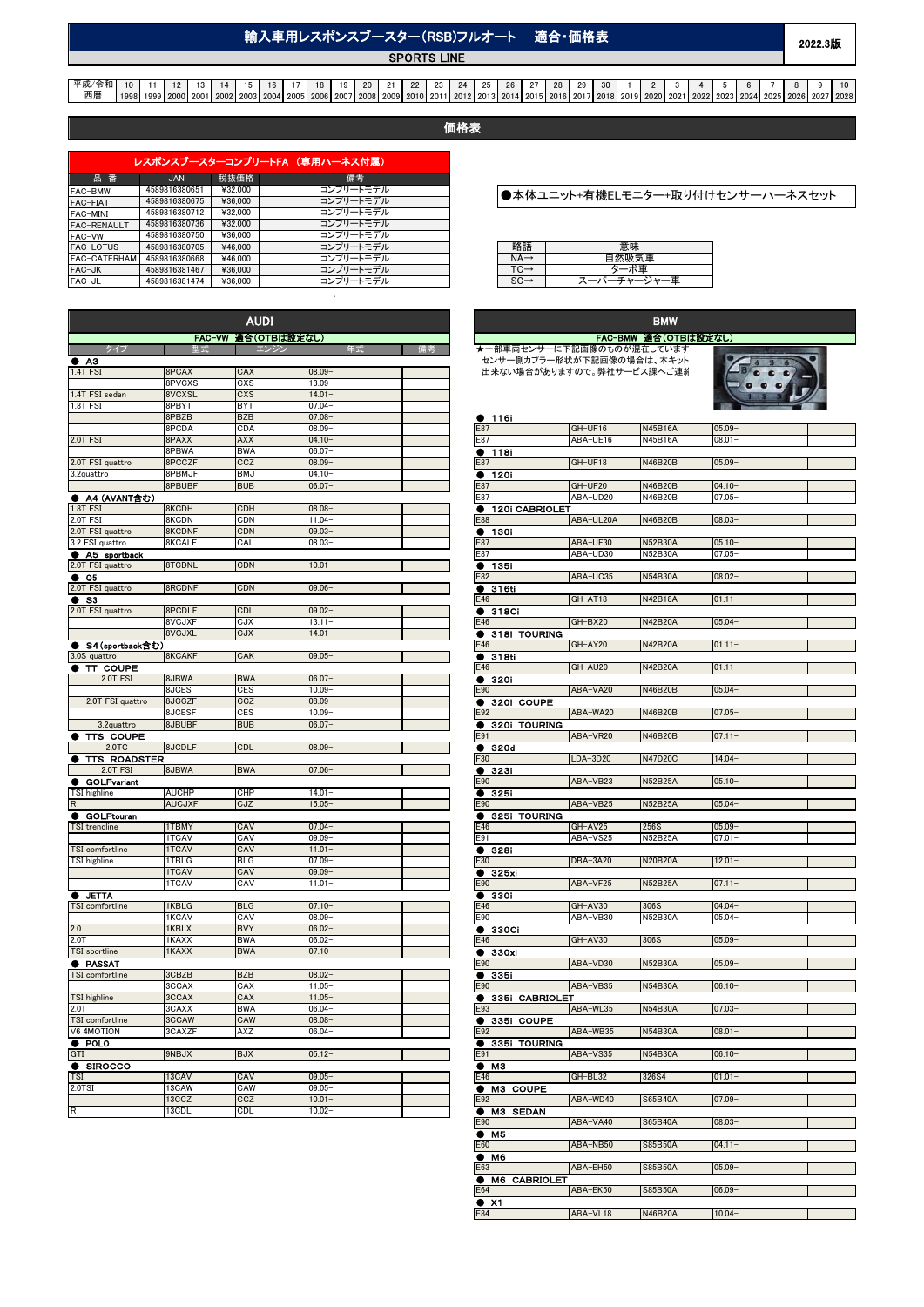# 輸入車用レスポンスブースター(RSB)フルオート　適合・価格表

2022.3版

SPORTS LINE

| 平成/令和 | 10 | 11 | 12 | 13 | 14 | 15 | 16 | 17 | 18 | 19 | 20 | 21 | 22 | 23 | 24 | 25 | 26 | 27 | 28 | 29 | 30 | 1 | 2 | 3 | 4 | 5 | 6 | 7 | 8 | 9 | 10 |
|---|---|---|---|---|---|---|---|---|---|---|---|---|---|---|---|---|---|---|---|---|---|---|---|---|---|---|---|---|---|---|---|
| 西暦 | 1998 | 1999 | 2000 | 2001 | 2002 | 2003 | 2004 | 2005 | 2006 | 2007 | 2008 | 2009 | 2010 | 2011 | 2012 | 2013 | 2014 | 2015 | 2016 | 2017 | 2018 | 2019 | 2020 | 2021 | 2022 | 2023 | 2024 | 2025 | 2026 | 2027 | 2028 |

## 価格表

### レスポンスブースターコンプリートFA （専用ハーネス付属）

| 品　番 | JAN | 税抜価格 | 備考 |
|---|---|---|---|
| FAC-BMW | 4589816380651 | ¥32,000 | コンプリートモデル |
| FAC-FIAT | 4589816380675 | ¥36,000 | コンプリートモデル |
| FAC-MINI | 4589816380712 | ¥32,000 | コンプリートモデル |
| FAC-RENAULT | 4589816380736 | ¥32,000 | コンプリートモデル |
| FAC-VW | 4589816380750 | ¥36,000 | コンプリートモデル |
| FAC-LOTUS | 4589816380705 | ¥46,000 | コンプリートモデル |
| FAC-CATERHAM | 4589816380668 | ¥46,000 | コンプリートモデル |
| FAC-JK | 4589816381467 | ¥36,000 | コンプリートモデル |
| FAC-JL | 4589816381474 | ¥36,000 | コンプリートモデル |

●本体ユニット+有機ELモニター+取り付けセンサーハーネスセット

| 略語 | 意味 |
|---|---|
| NA→ | 自然吸気車 |
| TC→ | ターボ車 |
| SC→ | スーパーチャージャー車 |

## AUDI

FAC-VW 適合（OTBは設定なし）

| タイプ | 型式 | エンジン | 年式 | 備考 |
|---|---|---|---|---|
| **● A3** | | | | |
| 1.4T FSI | 8PCAX | CAX | 08.09- | |
| | 8PVCXS | CXS | 13.09- | |
| 1.4T FSI sedan | 8VCXSL | CXS | 14.01- | |
| 1.8T FSI | 8PBYT | BYT | 07.04- | |
| | 8PBZB | BZB | 07.08- | |
| | 8PCDA | CDA | 08.09- | |
| 2.0T FSI | 8PAXX | AXX | 04.10- | |
| | 8PBWA | BWA | 06.07- | |
| 2.0T FSI quattro | 8PCCZF | CCZ | 08.09- | |
| 3.2quattro | 8PBMJF | BMJ | 04.10- | |
| | 8PBUBF | BUB | 06.07- | |
| **● A4 (AVANT含む)** | | | | |
| 1.8T FSI | 8KCDH | CDH | 08.08- | |
| 2.0T FSI | 8KCDN | CDN | 11.04- | |
| 2.0T FSI quattro | 8KCDNF | CDN | 09.03- | |
| 3.2 FSI quattro | 8KCALF | CAL | 08.03- | |
| **● A5 sportback** | | | | |
| 2.0T FSI quattro | 8TCDNL | CDN | 10.01- | |
| **● Q5** | | | | |
| 2.0T FSI quattro | 8RCDNF | CDN | 09.06- | |
| **● S3** | | | | |
| 2.0T FSI quattro | 8PCDLF | CDL | 09.02- | |
| | 8VCJXF | CJX | 13.11- | |
| | 8VCJXL | CJX | 14.01- | |
| **● S4 (sportback含む)** | | | | |
| 3.0S quattro | 8KCAKF | CAK | 09.05- | |
| **● TT COUPE** | | | | |
| 2.0T FSI | 8JBWA | BWA | 06.07- | |
| | 8JCES | CES | 10.09- | |
| 2.0T FSI quattro | 8JCCZF | CCZ | 08.09- | |
| | 8JCESF | CES | 10.09- | |
| 3.2quattro | 8JBUBF | BUB | 06.07- | |
| **● TTS COUPE** | | | | |
| 2.0TC | 8JCDLF | CDL | 08.09- | |
| **● TTS ROADSTER** | | | | |
| 2.0T FSI | 8JBWA | BWA | 07.06- | |
| **● GOLFvariant** | | | | |
| TSI highline | AUCHP | CHP | 14.01- | |
| R | AUCJXF | CJZ | 15.05- | |
| **● GOLFtouran** | | | | |
| TSI trendline | 1TBMY | CAV | 07.04- | |
| | 1TCAV | CAV | 09.09- | |
| TSI comfortline | 1TCAV | CAV | 11.01- | |
| TSI highline | 1TBLG | BLG | 07.09- | |
| | 1TCAV | CAV | 09.09- | |
| | 1TCAV | CAV | 11.01- | |
| **● JETTA** | | | | |
| TSI comfortline | 1KBLG | BLG | 07.10- | |
| | 1KCAV | CAV | 08.09- | |
| 2.0 | 1KBLX | BVY | 06.02- | |
| 2.0T | 1KAXX | BWA | 06.02- | |
| TSI sportline | 1KAXX | BWA | 07.10- | |
| **● PASSAT** | | | | |
| TSI comfortline | 3CBZB | BZB | 08.02- | |
| | 3CCAX | CAX | 11.05- | |
| TSI highline | 3CCAX | CAX | 11.05- | |
| 2.0T | 3CAXX | BWA | 06.04- | |
| TSI comfortline | 3CCAW | CAW | 08.08- | |
| V6 4MOTION | 3CAXZF | AXZ | 06.04- | |
| **● POLO** | | | | |
| GTI | 9NBJX | BJX | 05.12- | |
| **● SIROCCO** | | | | |
| TSI | 13CAV | CAV | 09.05- | |
| 2.0TSI | 13CAW | CAW | 09.05- | |
| | 13CCZ | CCZ | 10.01- | |
| R | 13CDL | CDL | 10.02- | |

## BMW

FAC-BMW 適合（OTBは設定なし）

★一部車両センサーに下記画像のものが混在しています
センサー側カプラー形状が下記画像の場合は、本キット
出来ない場合がありますので。弊社サービス課へご連絡

| タイプ | 型式 | エンジン | 年式 | 備考 |
|---|---|---|---|---|
| **● 116i** | | | | |
| E87 | GH-UF16 | N45B16A | 05.09- | |
| E87 | ABA-UE16 | N45B16A | 08.01- | |
| **● 118i** | | | | |
| E87 | GH-UF18 | N46B20B | 05.09- | |
| **● 120i** | | | | |
| E87 | GH-UF20 | N46B20B | 04.10- | |
| E87 | ABA-UD20 | N46B20B | 07.05- | |
| **● 120i CABRIOLET** | | | | |
| E88 | ABA-UL20A | N46B20B | 08.03- | |
| **● 130i** | | | | |
| E87 | ABA-UF30 | N52B30A | 05.10- | |
| E87 | ABA-UD30 | N52B30A | 07.05- | |
| **● 135i** | | | | |
| E82 | ABA-UC35 | N54B30A | 08.02- | |
| **● 316ti** | | | | |
| E46 | GH-AT18 | N42B18A | 01.11- | |
| **● 318Ci** | | | | |
| E46 | GH-BX20 | N42B20A | 05.04- | |
| **● 318i TOURING** | | | | |
| E46 | GH-AY20 | N42B20A | 01.11- | |
| **● 318ti** | | | | |
| E46 | GH-AU20 | N42B20A | 01.11- | |
| **● 320i** | | | | |
| E90 | ABA-VA20 | N46B20B | 05.04- | |
| **● 320i COUPE** | | | | |
| E92 | ABA-WA20 | N46B20B | 07.05- | |
| **● 320i TOURING** | | | | |
| E91 | ABA-VR20 | N46B20B | 07.11- | |
| **● 320d** | | | | |
| F30 | LDA-3D20 | N47D20C | 14.04- | |
| **● 323i** | | | | |
| E90 | ABA-VB23 | N52B25A | 05.10- | |
| **● 325i** | | | | |
| E90 | ABA-VB25 | N52B25A | 05.04- | |
| **● 325i TOURING** | | | | |
| E46 | GH-AV25 | 256S | 05.09- | |
| E91 | ABA-VS25 | N52B25A | 07.01- | |
| **● 328i** | | | | |
| F30 | DBA-3A20 | N20B20A | 12.01- | |
| **● 325xi** | | | | |
| E90 | ABA-VF25 | N52B25A | 07.11- | |
| **● 330i** | | | | |
| E46 | GH-AV30 | 306S | 04.04- | |
| E90 | ABA-VB30 | N52B30A | 05.04- | |
| **● 330Ci** | | | | |
| E46 | GH-AV30 | 306S | 05.09- | |
| **● 330xi** | | | | |
| E90 | ABA-VD30 | N52B30A | 05.09- | |
| **● 335i** | | | | |
| E90 | ABA-VB35 | N54B30A | 06.10- | |
| **● 335i CABRIOLET** | | | | |
| E93 | ABA-WL35 | N54B30A | 07.03- | |
| **● 335i COUPE** | | | | |
| E92 | ABA-WB35 | N54B30A | 08.01- | |
| **● 335i TOURING** | | | | |
| E91 | ABA-VS35 | N54B30A | 06.10- | |
| **● M3** | | | | |
| E46 | GH-BL32 | 326S4 | 01.01- | |
| **● M3 COUPE** | | | | |
| E92 | ABA-WD40 | S65B40A | 07.09- | |
| **● M3 SEDAN** | | | | |
| E90 | ABA-VA40 | S65B40A | 08.03- | |
| **● M5** | | | | |
| E60 | ABA-NB50 | S85B50A | 04.11- | |
| **● M6** | | | | |
| E63 | ABA-EH50 | S85B50A | 05.09- | |
| **● M6 CABRIOLET** | | | | |
| E64 | ABA-EK50 | S85B50A | 06.09- | |
| **● X1** | | | | |
| E84 | ABA-VL18 | N46B20A | 10.04- | |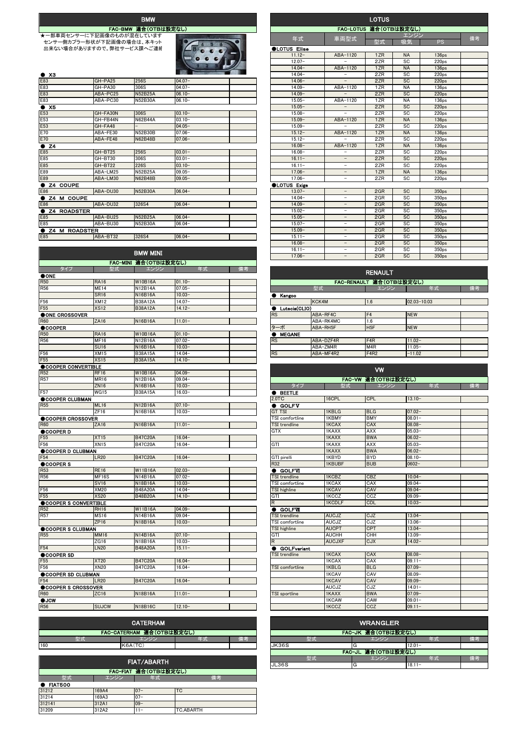## BMW

FAC-BMW 適合(OTBは設定なし)

★一部車両センサーに下記画像のものが混在しています
センサー側カプラー形状が下記画像の場合は、本キット
出来ない場合がありますので。弊社サービス課へご連絡

| | | | | |
|---|---|---|---|---|
| ● X3 | | | | |
| E83 | GH-PA25 | 256S | 04.07- | |
| E83 | GH-PA30 | 306S | 04.07- | |
| E83 | ABA-PC25 | N52B25A | 06.10- | |
| E83 | ABA-PC30 | N52B30A | 06.10- | |
| ● X5 | | | | |
| E53 | GH-FA30N | 306S | 03.10- | |
| E53 | GH-FB44N | N62B44A | 03.10- | |
| E53 | GH-FA48 | - | 04.05- | |
| E70 | ABA-FE30 | N52B30B | 07.06- | |
| E70 | ABA-FE48 | N62B48B | 07.06- | |
| ● Z4 | | | | |
| E85 | GH-BT25 | 256S | 03.01- | |
| E85 | GH-BT30 | 306S | 03.01- | |
| E85 | GH-BT22 | 226S | 03.10- | |
| E89 | ABA-LM25 | N52B25A | 09.05- | |
| E89 | ABA-LM30 | N62B48B | 09.05- | |
| ● Z4 COUPE | | | | |
| E86 | ABA-DU30 | N52B30A | 06.04- | |
| ● Z4 M COUPE | | | | |
| E86 | ABA-DU32 | 326S4 | 06.04- | |
| ● Z4 ROADSTER | | | | |
| E85 | ABA-BU25 | N52B25A | 06.04- | |
| E85 | ABA-BU30 | N52B30A | 06.04- | |
| ● Z4 M ROADSTER | | | | |
| E85 | ABA-BT32 | 326S4 | 06.04- | |

## BMW MINI

FAC-MINI 適合(OTBは設定なし)

| タイプ | 型式 | エンジン | 年式 | 備考 |
|---|---|---|---|---|
| ●ONE | | | | |
| R50 | RA16 | W10B16A | 01.10- | |
| R56 | ME14 | N12B14A | 07.05- | |
| | SR16 | N16B16A | 10.03- | |
| F56 | XM12 | B38A12A | 14.07- | |
| F55 | XS12 | B38A12A | 14.12- | |
| ●ONE CROSSOVER | | | | |
| R60 | ZA16 | N16B16A | 11.01- | |
| ●COOPER | | | | |
| R50 | RA16 | W10B16A | 01.10- | |
| R56 | MF16 | N12B16A | 07.02- | |
| | SU16 | N16B16A | 10.03- | |
| F56 | XM15 | B38A15A | 14.04- | |
| F55 | XS15 | B38A15A | 14.10- | |
| ●COOPER CONVERTIBLE | | | | |
| R52 | RF16 | W10B16A | 04.09- | |
| R57 | MR16 | N12B16A | 09.04- | |
| | ZN16 | N16B16A | 10.03- | |
| F57 | WG15 | B38A15A | 16.03- | |
| ●COOPER CLUBMAN | | | | |
| R55 | ML16 | N12B16A | 07.10- | |
| | ZF16 | N16B16A | 10.03- | |
| ●COOPER CROSSOVER | | | | |
| R60 | ZA16 | N16B16A | 11.01- | |
| ●COOPER D | | | | |
| F55 | XT15 | B47C20A | 16.04- | |
| F56 | XN15 | B47C20A | 16.04- | |
| ●COOPER D CLUBMAN | | | | |
| F54 | LR20 | B47C20A | 16.04- | |
| ●COOPER S | | | | |
| R53 | RE16 | W11B16A | 02.03- | |
| R56 | MF16S | N14B16A | 07.02- | |
| | SV16 | N18B16A | 10.03- | |
| F56 | XM20 | B48A20A | 14.04- | |
| F55 | XS20 | B48B20A | 14.10- | |
| ●COOPER S CONVERTIBLE | | | | |
| R52 | RH16 | W11B16A | 04.09- | |
| R57 | MS16 | N14B16A | 09.04- | |
| | ZP16 | N18B16A | 10.03- | |
| ●COOPER S CLUBMAN | | | | |
| R55 | MM16 | N14B16A | 07.10- | |
| | ZG16 | N18B16A | 10.03- | |
| F54 | LN20 | B48A20A | 15.11- | |
| ●COOPER SD | | | | |
| F55 | XT20 | B47C20A | 16.04- | |
| F56 | XN20 | B47C20A | 16.04- | |
| ●COOPER SD CLUBMAN | | | | |
| F54 | LR20 | B47C20A | 16.04- | |
| ●COOPER S CROSSOVER | | | | |
| R60 | ZC16 | N18B16A | 11.01- | |
| ●JCW | | | | |
| R56 | SUJCW | N18B16C | 12.10- | |

## CATERHAM

FAC-CATERHAM 適合(OTBは設定なし)

| 型式 | エンジン | 年式 | 備考 |
|---|---|---|---|
| 160 | K6A(TC) | | |

## FIAT/ABARTH

FAC-FIAT 適合(OTBは設定なし)

| 型式 | エンジン | 年式 | 備考 |
|---|---|---|---|
| ● FIAT500 | | | |
| 31212 | 169A4 | 07- | TC |
| 31214 | 169A3 | 07- | |
| 312141 | 312A1 | 09- | |
| 31209 | 312A2 | 11- | TC,ABARTH |

## LOTUS

FAC-LOTUS 適合(OTBは設定なし)

| 年式 | 車両型式 | エンジン | | | 備考 |
|---|---|---|---|---|---|
| | | 型式 | 吸気 | PS | |
| ●LOTUS Elise | | | | | |
| 11.12- | ABA-1120 | 1ZR | NA | 136ps | |
| 12.07- | - | 2ZR | SC | 220ps | |
| 14.04- | ABA-1120 | 1ZR | NA | 136ps | |
| 14.04- | - | 2ZR | SC | 220ps | |
| 14.06- | - | 2ZR | SC | 220ps | |
| 14.09- | ABA-1120 | 1ZR | NA | 136ps | |
| 14.09- | - | 2ZR | SC | 220ps | |
| 15.05- | ABA-1120 | 1ZR | NA | 136ps | |
| 15.05- | - | 2ZR | SC | 220ps | |
| 15.08- | - | 2ZR | SC | 220ps | |
| 15.09- | ABA-1120 | 1ZR | NA | 136ps | |
| 15.09- | - | 2ZR | SC | 220ps | |
| 15.12- | ABA-1120 | 1ZR | NA | 136ps | |
| 15.12- | - | 2ZR | SC | 220ps | |
| 16.08- | ABA-1120 | 1ZR | NA | 136ps | |
| 16.08- | - | 2ZR | SC | 220ps | |
| 16.11- | - | 2ZR | SC | 220ps | |
| 16.11- | - | 2ZR | SC | 220ps | |
| 17.06- | - | 1ZR | NA | 136ps | |
| 17.06- | - | 2ZR | SC | 220ps | |
| ●LOTUS Exige | | | | | |
| 13.07- | - | 2GR | SC | 350ps | |
| 14.04- | - | 2GR | SC | 350ps | |
| 14.09- | - | 2GR | SC | 350ps | |
| 15.02- | - | 2GR | SC | 350ps | |
| 15.05- | - | 2GR | SC | 350ps | |
| 15.07- | - | 2GR | SC | 350ps | |
| 15.09- | - | 2GR | SC | 350ps | |
| 15.11- | - | 2GR | SC | 350ps | |
| 16.08- | - | 2GR | SC | 350ps | |
| 16.11- | - | 2GR | SC | 350ps | |
| 17.06- | - | 2GR | SC | 350ps | |

## RENAULT

FAC-RENAULT 適合(OTBは設定なし)

| | 型式 | エンジン | 年式 | 備考 |
|---|---|---|---|---|
| ● Kangoo | | | | |
| | KCK4M | 1.6 | 02.03-10.03 | |
| ● Lutecia(CLIO) | | | | |
| RS | ABA-RF4C | F4 | NEW | |
| | ABA-RK4MC | 1.6 | | |
| ターボ | ABA-RH5F | H5F | NEW | |
| ● MEGANE | | | | |
| RS | ABA-DZF4R | F4R | 11.02- | |
| | ABA-ZM4R | M4R | 11.05- | |
| RS | ABA-MF4R2 | F4R2 | -11.02 | |

## VW

FAC-VW 適合(OTBは設定なし)

| タイプ | 型式 | エンジン | 年式 | 備考 |
|---|---|---|---|---|
| ● BEETLE | | | | |
| 2.0TC | 16CPL | CPL | 13.10- | |
| ● GOLFⅤ | | | | |
| GT TSI | 1KBLG | BLG | 07.02- | |
| TSI comfortline | 1KBMY | BMY | 08.01- | |
| TSI trendline | 1KCAX | CAX | 08.08- | |
| GTX | 1KAXX | AXX | 05.03- | |
| | 1KAXX | BWA | 06.02- | |
| GTI | 1KAXX | AXX | 05.03- | |
| | 1KAXX | BWA | 06.02- | |
| GTI pirelli | 1KBYD | BYD | 08.10- | |
| R32 | 1KBUBF | BUB | 0602- | |
| ● GOLFⅥ | | | | |
| TSI trendline | 1KCBZ | CBZ | 10.04- | |
| TSI comfortline | 1KCAX | CAX | 09.04- | |
| TSI highline | 1KCAV | CAV | 09.04- | |
| GTI | 1KCCZ | CCZ | 09.09- | |
| R | 1KCDLF | CDL | 10.03- | |
| ● GOLFⅦ | | | | |
| TSI trendline | AUCJZ | CJZ | 13.04- | |
| TSI comfortline | AUCJZ | CJZ | 13.06- | |
| TSI highline | AUCPT | CPT | 13.04- | |
| GTI | AUCHH | CHH | 13.09- | |
| R | AUCJXF | CJX | 14.02- | |
| ● GOLFvariant | | | | |
| TSI trendline | 1KCAX | CAX | 08.08- | |
| | 1KCAX | CAX | 09.11- | |
| TSI comfortline | 1KBLG | BLG | 07.09- | |
| | 1KCAV | CAV | 08.09- | |
| | 1KCAV | CAV | 09.09- | |
| | AUCJZ | CJZ | 14.01- | |
| TSI sportline | 1KAXX | BWA | 07.09- | |
| | 1KCAW | CAW | 09.01- | |
| | 1KCCZ | CCZ | 09.11- | |

## WRANGLER

FAC-JK 適合(OTBは設定なし)

| 型式 | エンジン | 年式 | 備考 |
|---|---|---|---|
| JK36S | G | 12.01- | |

FAC-JL 適合(OTBは設定なし)

| 型式 | エンジン | 年式 | 備考 |
|---|---|---|---|
| JL36S | G | 18.11- | |